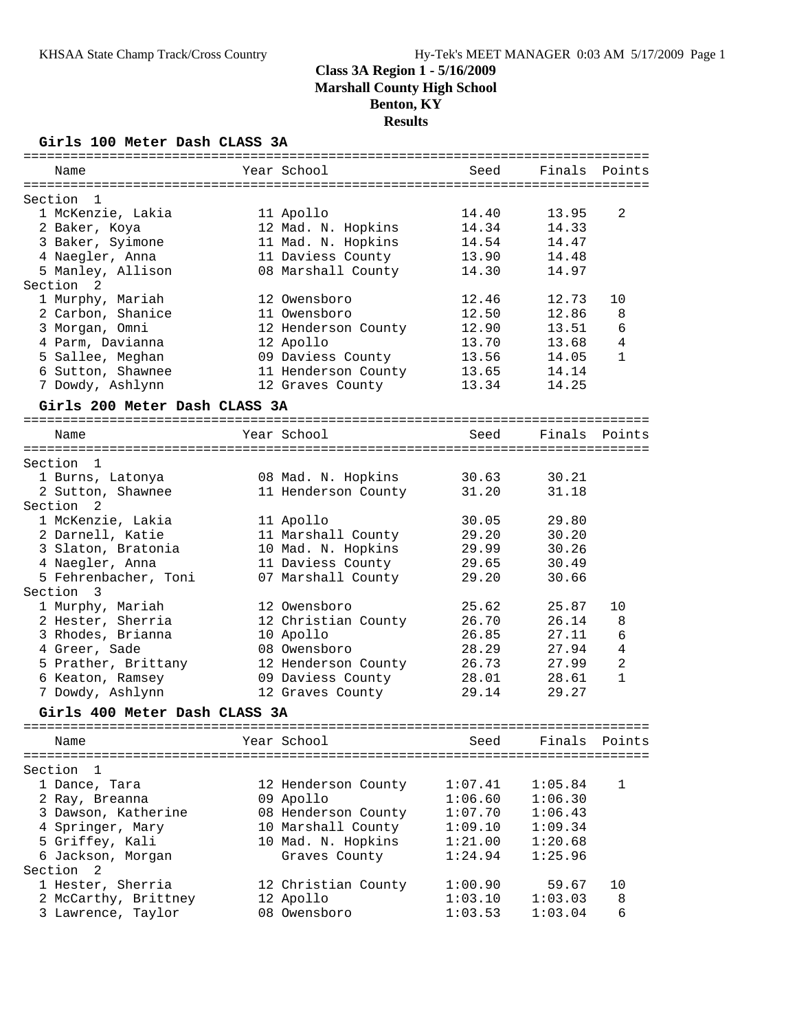# Class 3A Region 1 - 5/16/2009
## Marshall County High School
## Benton, KY
## Results

### Girls 100 Meter Dash CLASS 3A

| Name | Year | School | Seed | Finals | Points |
|---|---|---|---|---|---|
| **Section 1** | | | | | |
| 1 McKenzie, Lakia | 11 | Apollo | 14.40 | 13.95 | 2 |
| 2 Baker, Koya | 12 | Mad. N. Hopkins | 14.34 | 14.33 | |
| 3 Baker, Syimone | 11 | Mad. N. Hopkins | 14.54 | 14.47 | |
| 4 Naegler, Anna | 11 | Daviess County | 13.90 | 14.48 | |
| 5 Manley, Allison | 08 | Marshall County | 14.30 | 14.97 | |
| **Section 2** | | | | | |
| 1 Murphy, Mariah | 12 | Owensboro | 12.46 | 12.73 | 10 |
| 2 Carbon, Shanice | 11 | Owensboro | 12.50 | 12.86 | 8 |
| 3 Morgan, Omni | 12 | Henderson County | 12.90 | 13.51 | 6 |
| 4 Parm, Davianna | 12 | Apollo | 13.70 | 13.68 | 4 |
| 5 Sallee, Meghan | 09 | Daviess County | 13.56 | 14.05 | 1 |
| 6 Sutton, Shawnee | 11 | Henderson County | 13.65 | 14.14 | |
| 7 Dowdy, Ashlynn | 12 | Graves County | 13.34 | 14.25 | |

### Girls 200 Meter Dash CLASS 3A

| Name | Year | School | Seed | Finals | Points |
|---|---|---|---|---|---|
| **Section 1** | | | | | |
| 1 Burns, Latonya | 08 | Mad. N. Hopkins | 30.63 | 30.21 | |
| 2 Sutton, Shawnee | 11 | Henderson County | 31.20 | 31.18 | |
| **Section 2** | | | | | |
| 1 McKenzie, Lakia | 11 | Apollo | 30.05 | 29.80 | |
| 2 Darnell, Katie | 11 | Marshall County | 29.20 | 30.20 | |
| 3 Slaton, Bratonia | 10 | Mad. N. Hopkins | 29.99 | 30.26 | |
| 4 Naegler, Anna | 11 | Daviess County | 29.65 | 30.49 | |
| 5 Fehrenbacher, Toni | 07 | Marshall County | 29.20 | 30.66 | |
| **Section 3** | | | | | |
| 1 Murphy, Mariah | 12 | Owensboro | 25.62 | 25.87 | 10 |
| 2 Hester, Sherria | 12 | Christian County | 26.70 | 26.14 | 8 |
| 3 Rhodes, Brianna | 10 | Apollo | 26.85 | 27.11 | 6 |
| 4 Greer, Sade | 08 | Owensboro | 28.29 | 27.94 | 4 |
| 5 Prather, Brittany | 12 | Henderson County | 26.73 | 27.99 | 2 |
| 6 Keaton, Ramsey | 09 | Daviess County | 28.01 | 28.61 | 1 |
| 7 Dowdy, Ashlynn | 12 | Graves County | 29.14 | 29.27 | |

### Girls 400 Meter Dash CLASS 3A

| Name | Year | School | Seed | Finals | Points |
|---|---|---|---|---|---|
| **Section 1** | | | | | |
| 1 Dance, Tara | 12 | Henderson County | 1:07.41 | 1:05.84 | 1 |
| 2 Ray, Breanna | 09 | Apollo | 1:06.60 | 1:06.30 | |
| 3 Dawson, Katherine | 08 | Henderson County | 1:07.70 | 1:06.43 | |
| 4 Springer, Mary | 10 | Marshall County | 1:09.10 | 1:09.34 | |
| 5 Griffey, Kali | 10 | Mad. N. Hopkins | 1:21.00 | 1:20.68 | |
| 6 Jackson, Morgan | | Graves County | 1:24.94 | 1:25.96 | |
| **Section 2** | | | | | |
| 1 Hester, Sherria | 12 | Christian County | 1:00.90 | 59.67 | 10 |
| 2 McCarthy, Brittney | 12 | Apollo | 1:03.10 | 1:03.03 | 8 |
| 3 Lawrence, Taylor | 08 | Owensboro | 1:03.53 | 1:03.04 | 6 |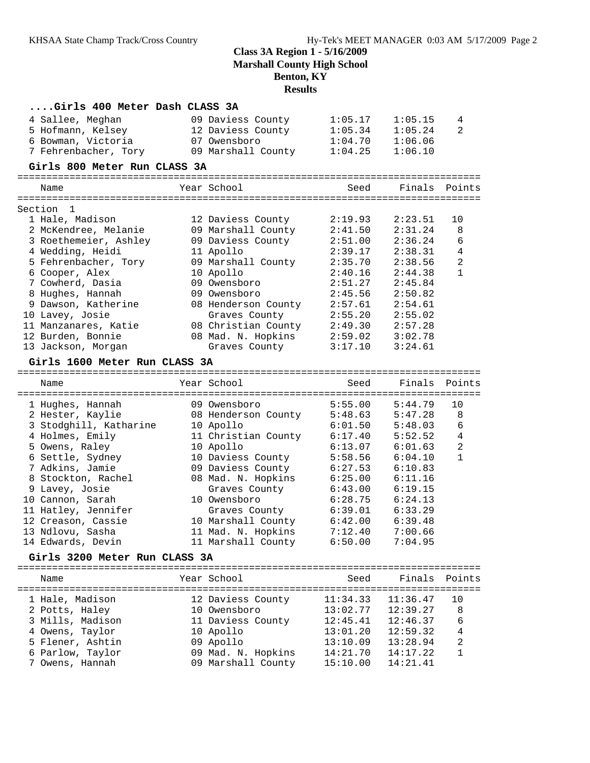**Class 3A Region 1 - 5/16/2009**
**Marshall County High School**
**Benton, KY**
**Results**

### ....Girls 400 Meter Dash CLASS 3A

| | Name | Year | School | Seed | Finals | Points |
|---|---|---|---|---|---|---|
| 4 | Sallee, Meghan | 09 | Daviess County | 1:05.17 | 1:05.15 | 4 |
| 5 | Hofmann, Kelsey | 12 | Daviess County | 1:05.34 | 1:05.24 | 2 |
| 6 | Bowman, Victoria | 07 | Owensboro | 1:04.70 | 1:06.06 | |
| 7 | Fehrenbacher, Tory | 09 | Marshall County | 1:04.25 | 1:06.10 | |

### Girls 800 Meter Run CLASS 3A

Section 1

| | Name | Year | School | Seed | Finals | Points |
|---|---|---|---|---|---|---|
| 1 | Hale, Madison | 12 | Daviess County | 2:19.93 | 2:23.51 | 10 |
| 2 | McKendree, Melanie | 09 | Marshall County | 2:41.50 | 2:31.24 | 8 |
| 3 | Roethemeier, Ashley | 09 | Daviess County | 2:51.00 | 2:36.24 | 6 |
| 4 | Wedding, Heidi | 11 | Apollo | 2:39.17 | 2:38.31 | 4 |
| 5 | Fehrenbacher, Tory | 09 | Marshall County | 2:35.70 | 2:38.56 | 2 |
| 6 | Cooper, Alex | 10 | Apollo | 2:40.16 | 2:44.38 | 1 |
| 7 | Cowherd, Dasia | 09 | Owensboro | 2:51.27 | 2:45.84 | |
| 8 | Hughes, Hannah | 09 | Owensboro | 2:45.56 | 2:50.82 | |
| 9 | Dawson, Katherine | 08 | Henderson County | 2:57.61 | 2:54.61 | |
| 10 | Lavey, Josie | | Graves County | 2:55.20 | 2:55.02 | |
| 11 | Manzanares, Katie | 08 | Christian County | 2:49.30 | 2:57.28 | |
| 12 | Burden, Bonnie | 08 | Mad. N. Hopkins | 2:59.02 | 3:02.78 | |
| 13 | Jackson, Morgan | | Graves County | 3:17.10 | 3:24.61 | |

### Girls 1600 Meter Run CLASS 3A

| | Name | Year | School | Seed | Finals | Points |
|---|---|---|---|---|---|---|
| 1 | Hughes, Hannah | 09 | Owensboro | 5:55.00 | 5:44.79 | 10 |
| 2 | Hester, Kaylie | 08 | Henderson County | 5:48.63 | 5:47.28 | 8 |
| 3 | Stodghill, Katharine | 10 | Apollo | 6:01.50 | 5:48.03 | 6 |
| 4 | Holmes, Emily | 11 | Christian County | 6:17.40 | 5:52.52 | 4 |
| 5 | Owens, Raley | 10 | Apollo | 6:13.07 | 6:01.63 | 2 |
| 6 | Settle, Sydney | 10 | Daviess County | 5:58.56 | 6:04.10 | 1 |
| 7 | Adkins, Jamie | 09 | Daviess County | 6:27.53 | 6:10.83 | |
| 8 | Stockton, Rachel | 08 | Mad. N. Hopkins | 6:25.00 | 6:11.16 | |
| 9 | Lavey, Josie | | Graves County | 6:43.00 | 6:19.15 | |
| 10 | Cannon, Sarah | 10 | Owensboro | 6:28.75 | 6:24.13 | |
| 11 | Hatley, Jennifer | | Graves County | 6:39.01 | 6:33.29 | |
| 12 | Creason, Cassie | 10 | Marshall County | 6:42.00 | 6:39.48 | |
| 13 | Ndlovu, Sasha | 11 | Mad. N. Hopkins | 7:12.40 | 7:00.66 | |
| 14 | Edwards, Devin | 11 | Marshall County | 6:50.00 | 7:04.95 | |

### Girls 3200 Meter Run CLASS 3A

| | Name | Year | School | Seed | Finals | Points |
|---|---|---|---|---|---|---|
| 1 | Hale, Madison | 12 | Daviess County | 11:34.33 | 11:36.47 | 10 |
| 2 | Potts, Haley | 10 | Owensboro | 13:02.77 | 12:39.27 | 8 |
| 3 | Mills, Madison | 11 | Daviess County | 12:45.41 | 12:46.37 | 6 |
| 4 | Owens, Taylor | 10 | Apollo | 13:01.20 | 12:59.32 | 4 |
| 5 | Flener, Ashtin | 09 | Apollo | 13:10.09 | 13:28.94 | 2 |
| 6 | Parlow, Taylor | 09 | Mad. N. Hopkins | 14:21.70 | 14:17.22 | 1 |
| 7 | Owens, Hannah | 09 | Marshall County | 15:10.00 | 14:21.41 | |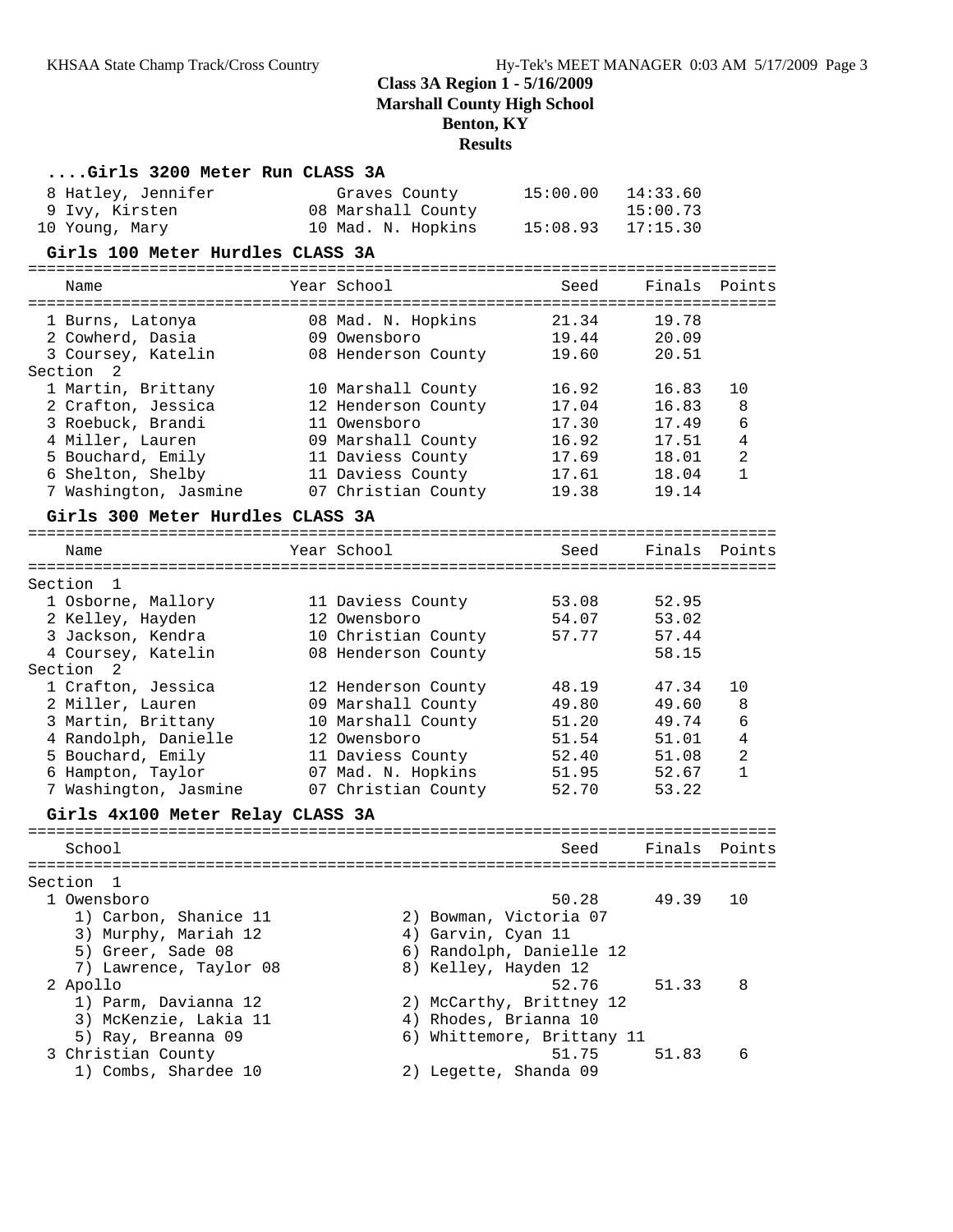# Class 3A Region 1 - 5/16/2009
## Marshall County High School
## Benton, KY
## Results

### ....Girls 3200 Meter Run CLASS 3A

| Place | Name | Year | School | Seed | Finals | Points |
|---|---|---|---|---|---|---|
| 8 | Hatley, Jennifer | | Graves County | 15:00.00 | 14:33.60 | |
| 9 | Ivy, Kirsten | 08 | Marshall County | | 15:00.73 | |
| 10 | Young, Mary | 10 | Mad. N. Hopkins | 15:08.93 | 17:15.30 | |

### Girls 100 Meter Hurdles CLASS 3A

| Place | Name | Year | School | Seed | Finals | Points |
|---|---|---|---|---|---|---|
| 1 | Burns, Latonya | 08 | Mad. N. Hopkins | 21.34 | 19.78 | |
| 2 | Cowherd, Dasia | 09 | Owensboro | 19.44 | 20.09 | |
| 3 | Coursey, Katelin | 08 | Henderson County | 19.60 | 20.51 | |
| **Section 2** | | | | | | |
| 1 | Martin, Brittany | 10 | Marshall County | 16.92 | 16.83 | 10 |
| 2 | Crafton, Jessica | 12 | Henderson County | 17.04 | 16.83 | 8 |
| 3 | Roebuck, Brandi | 11 | Owensboro | 17.30 | 17.49 | 6 |
| 4 | Miller, Lauren | 09 | Marshall County | 16.92 | 17.51 | 4 |
| 5 | Bouchard, Emily | 11 | Daviess County | 17.69 | 18.01 | 2 |
| 6 | Shelton, Shelby | 11 | Daviess County | 17.61 | 18.04 | 1 |
| 7 | Washington, Jasmine | 07 | Christian County | 19.38 | 19.14 | |

### Girls 300 Meter Hurdles CLASS 3A

| Place | Name | Year | School | Seed | Finals | Points |
|---|---|---|---|---|---|---|
| **Section 1** | | | | | | |
| 1 | Osborne, Mallory | 11 | Daviess County | 53.08 | 52.95 | |
| 2 | Kelley, Hayden | 12 | Owensboro | 54.07 | 53.02 | |
| 3 | Jackson, Kendra | 10 | Christian County | 57.77 | 57.44 | |
| 4 | Coursey, Katelin | 08 | Henderson County | | 58.15 | |
| **Section 2** | | | | | | |
| 1 | Crafton, Jessica | 12 | Henderson County | 48.19 | 47.34 | 10 |
| 2 | Miller, Lauren | 09 | Marshall County | 49.80 | 49.60 | 8 |
| 3 | Martin, Brittany | 10 | Marshall County | 51.20 | 49.74 | 6 |
| 4 | Randolph, Danielle | 12 | Owensboro | 51.54 | 51.01 | 4 |
| 5 | Bouchard, Emily | 11 | Daviess County | 52.40 | 51.08 | 2 |
| 6 | Hampton, Taylor | 07 | Mad. N. Hopkins | 51.95 | 52.67 | 1 |
| 7 | Washington, Jasmine | 07 | Christian County | 52.70 | 53.22 | |

### Girls 4x100 Meter Relay CLASS 3A

| Place | School | Seed | Finals | Points |
|---|---|---|---|---|
| **Section 1** | | | | |
| 1 | Owensboro | 50.28 | 49.39 | 10 |
| 2 | Apollo | 52.76 | 51.33 | 8 |
| 3 | Christian County | 51.75 | 51.83 | 6 |

**1 Owensboro**
1) Carbon, Shanice 11
2) Bowman, Victoria 07
3) Murphy, Mariah 12
4) Garvin, Cyan 11
5) Greer, Sade 08
6) Randolph, Danielle 12
7) Lawrence, Taylor 08
8) Kelley, Hayden 12

**2 Apollo**
1) Parm, Davianna 12
2) McCarthy, Brittney 12
3) McKenzie, Lakia 11
4) Rhodes, Brianna 10
5) Ray, Breanna 09
6) Whittemore, Brittany 11

**3 Christian County**
1) Combs, Shardee 10
2) Legette, Shanda 09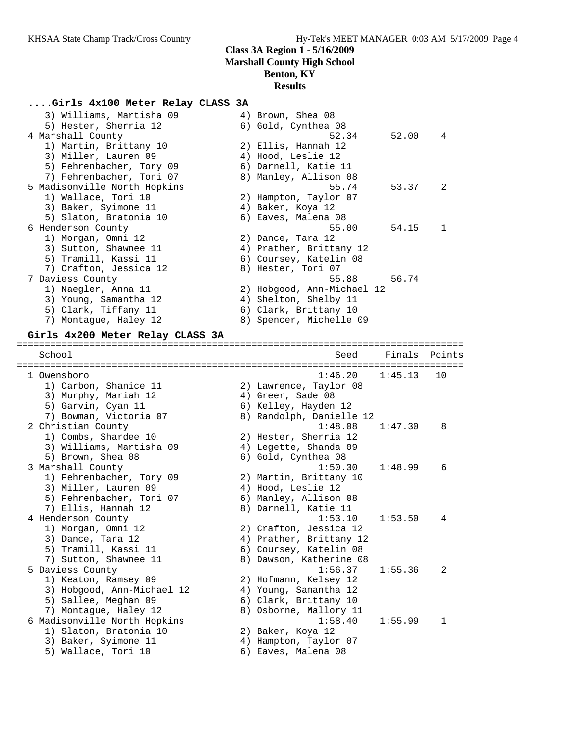## Class 3A Region 1 - 5/16/2009
## Marshall County High School
## Benton, KY
## Results

### ....Girls 4x100 Meter Relay CLASS 3A

```
   3) Williams, Martisha 09          4) Brown, Shea 08
   5) Hester, Sherria 12             6) Gold, Cynthea 08
 4 Marshall County                              52.34      52.00    4
   1) Martin, Brittany 10            2) Ellis, Hannah 12
   3) Miller, Lauren 09              4) Hood, Leslie 12
   5) Fehrenbacher, Tory 09          6) Darnell, Katie 11
   7) Fehrenbacher, Toni 07          8) Manley, Allison 08
 5 Madisonville North Hopkins                   55.74      53.37    2
   1) Wallace, Tori 10               2) Hampton, Taylor 07
   3) Baker, Syimone 11              4) Baker, Koya 12
   5) Slaton, Bratonia 10            6) Eaves, Malena 08
 6 Henderson County                             55.00      54.15    1
   1) Morgan, Omni 12                2) Dance, Tara 12
   3) Sutton, Shawnee 11             4) Prather, Brittany 12
   5) Tramill, Kassi 11              6) Coursey, Katelin 08
   7) Crafton, Jessica 12            8) Hester, Tori 07
 7 Daviess County                               55.88      56.74
   1) Naegler, Anna 11               2) Hobgood, Ann-Michael 12
   3) Young, Samantha 12             4) Shelton, Shelby 11
   5) Clark, Tiffany 11              6) Clark, Brittany 10
   7) Montague, Haley 12             8) Spencer, Michelle 09
```

### Girls 4x200 Meter Relay CLASS 3A

```
================================================================================
    School                                        Seed     Finals  Points
================================================================================
 1 Owensboro                                    1:46.20    1:45.13   10
   1) Carbon, Shanice 11             2) Lawrence, Taylor 08
   3) Murphy, Mariah 12              4) Greer, Sade 08
   5) Garvin, Cyan 11                6) Kelley, Hayden 12
   7) Bowman, Victoria 07            8) Randolph, Danielle 12
 2 Christian County                             1:48.08    1:47.30    8
   1) Combs, Shardee 10              2) Hester, Sherria 12
   3) Williams, Martisha 09          4) Legette, Shanda 09
   5) Brown, Shea 08                 6) Gold, Cynthea 08
 3 Marshall County                              1:50.30    1:48.99    6
   1) Fehrenbacher, Tory 09          2) Martin, Brittany 10
   3) Miller, Lauren 09              4) Hood, Leslie 12
   5) Fehrenbacher, Toni 07          6) Manley, Allison 08
   7) Ellis, Hannah 12               8) Darnell, Katie 11
 4 Henderson County                             1:53.10    1:53.50    4
   1) Morgan, Omni 12                2) Crafton, Jessica 12
   3) Dance, Tara 12                 4) Prather, Brittany 12
   5) Tramill, Kassi 11              6) Coursey, Katelin 08
   7) Sutton, Shawnee 11             8) Dawson, Katherine 08
 5 Daviess County                               1:56.37    1:55.36    2
   1) Keaton, Ramsey 09              2) Hofmann, Kelsey 12
   3) Hobgood, Ann-Michael 12        4) Young, Samantha 12
   5) Sallee, Meghan 09              6) Clark, Brittany 10
   7) Montague, Haley 12             8) Osborne, Mallory 11
 6 Madisonville North Hopkins                   1:58.40    1:55.99    1
   1) Slaton, Bratonia 10            2) Baker, Koya 12
   3) Baker, Syimone 11              4) Hampton, Taylor 07
   5) Wallace, Tori 10               6) Eaves, Malena 08
```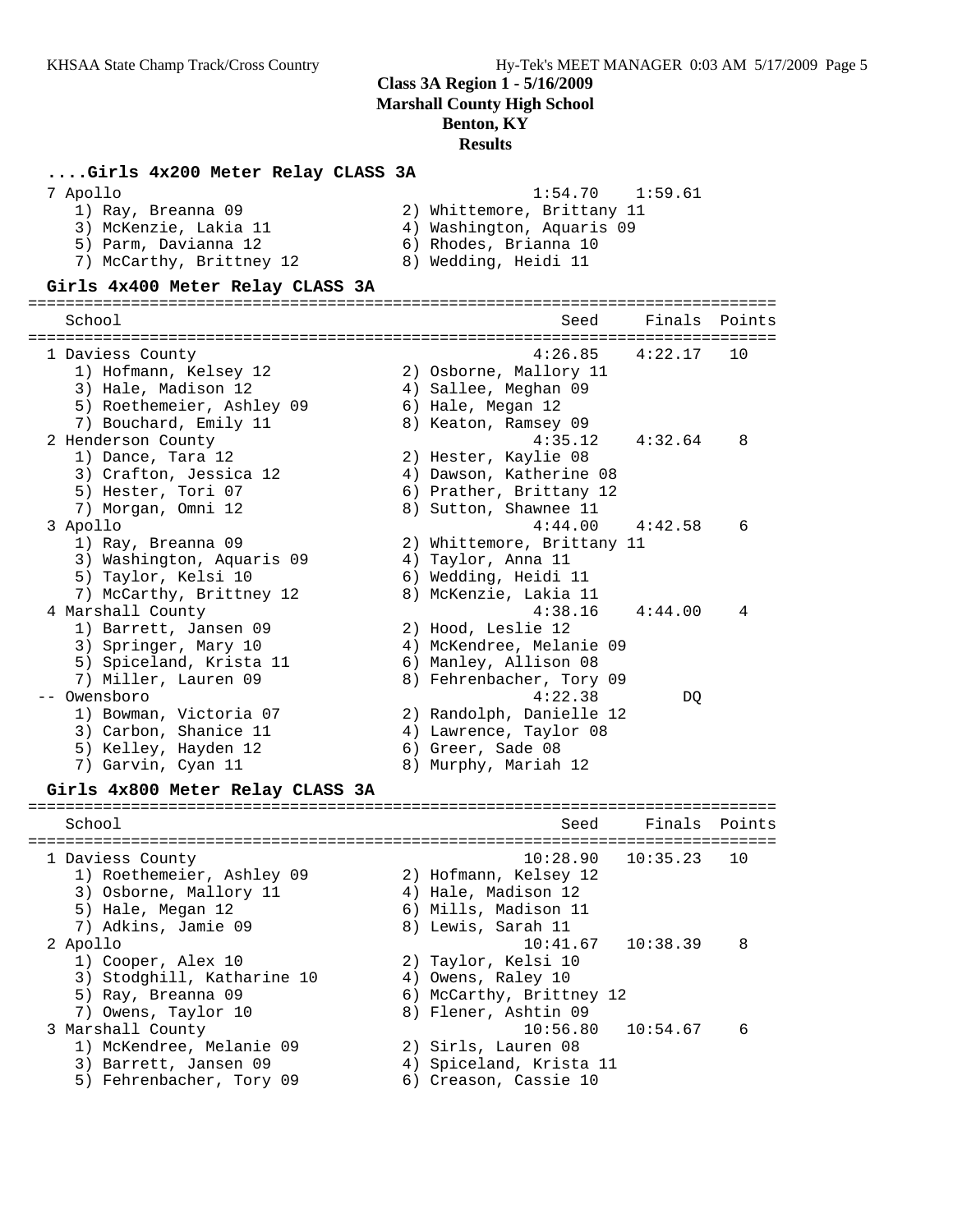## Class 3A Region 1 - 5/16/2009
## Marshall County High School
## Benton, KY
## Results

### ....Girls 4x200 Meter Relay CLASS 3A

```
  7 Apollo                                             1:54.70    1:59.61
     1) Ray, Breanna 09                 2) Whittemore, Brittany 11
     3) McKenzie, Lakia 11              4) Washington, Aquaris 09
     5) Parm, Davianna 12               6) Rhodes, Brianna 10
     7) McCarthy, Brittney 12           8) Wedding, Heidi 11
```

### Girls 4x400 Meter Relay CLASS 3A

```
================================================================================
    School                                               Seed     Finals  Points
================================================================================
  1 Daviess County                                     4:26.85    4:22.17   10
     1) Hofmann, Kelsey 12              2) Osborne, Mallory 11
     3) Hale, Madison 12                4) Sallee, Meghan 09
     5) Roethemeier, Ashley 09          6) Hale, Megan 12
     7) Bouchard, Emily 11              8) Keaton, Ramsey 09
  2 Henderson County                                   4:35.12    4:32.64    8
     1) Dance, Tara 12                  2) Hester, Kaylie 08
     3) Crafton, Jessica 12             4) Dawson, Katherine 08
     5) Hester, Tori 07                 6) Prather, Brittany 12
     7) Morgan, Omni 12                 8) Sutton, Shawnee 11
  3 Apollo                                             4:44.00    4:42.58    6
     1) Ray, Breanna 09                 2) Whittemore, Brittany 11
     3) Washington, Aquaris 09          4) Taylor, Anna 11
     5) Taylor, Kelsi 10                6) Wedding, Heidi 11
     7) McCarthy, Brittney 12           8) McKenzie, Lakia 11
  4 Marshall County                                    4:38.16    4:44.00    4
     1) Barrett, Jansen 09              2) Hood, Leslie 12
     3) Springer, Mary 10               4) McKendree, Melanie 09
     5) Spiceland, Krista 11            6) Manley, Allison 08
     7) Miller, Lauren 09               8) Fehrenbacher, Tory 09
 -- Owensboro                                          4:22.38         DQ
     1) Bowman, Victoria 07             2) Randolph, Danielle 12
     3) Carbon, Shanice 11              4) Lawrence, Taylor 08
     5) Kelley, Hayden 12               6) Greer, Sade 08
     7) Garvin, Cyan 11                 8) Murphy, Mariah 12
```

### Girls 4x800 Meter Relay CLASS 3A

```
================================================================================
    School                                               Seed     Finals  Points
================================================================================
  1 Daviess County                                    10:28.90   10:35.23   10
     1) Roethemeier, Ashley 09          2) Hofmann, Kelsey 12
     3) Osborne, Mallory 11             4) Hale, Madison 12
     5) Hale, Megan 12                  6) Mills, Madison 11
     7) Adkins, Jamie 09                8) Lewis, Sarah 11
  2 Apollo                                            10:41.67   10:38.39    8
     1) Cooper, Alex 10                 2) Taylor, Kelsi 10
     3) Stodghill, Katharine 10         4) Owens, Raley 10
     5) Ray, Breanna 09                 6) McCarthy, Brittney 12
     7) Owens, Taylor 10                8) Flener, Ashtin 09
  3 Marshall County                                   10:56.80   10:54.67    6
     1) McKendree, Melanie 09           2) Sirls, Lauren 08
     3) Barrett, Jansen 09              4) Spiceland, Krista 11
     5) Fehrenbacher, Tory 09           6) Creason, Cassie 10
```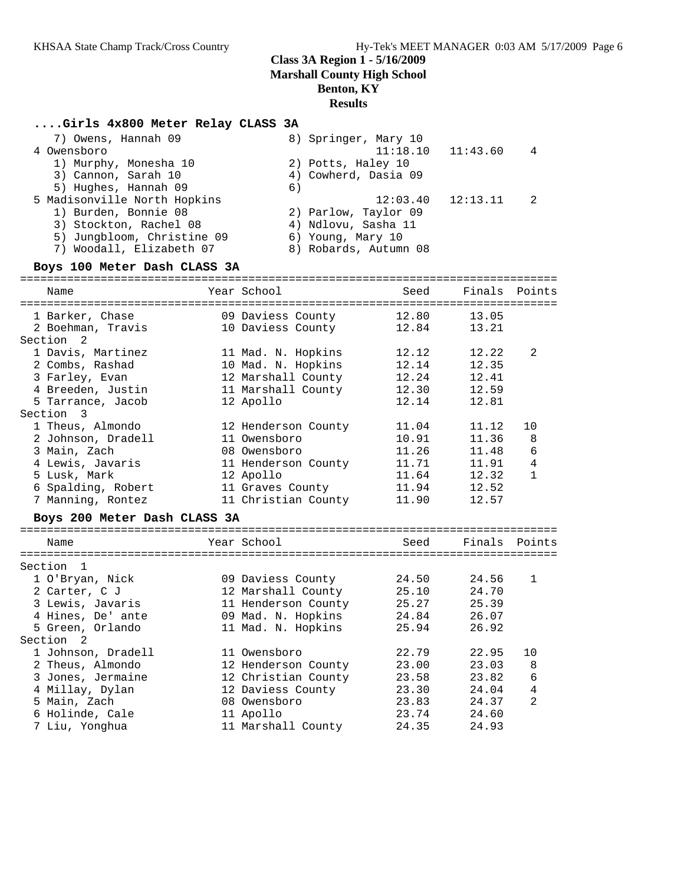## Class 3A Region 1 - 5/16/2009
## Marshall County High School
## Benton, KY
## Results

### ....Girls 4x800 Meter Relay CLASS 3A

| | | Seed | Finals | Points |
|---|---|---|---|---|
| 7) Owens, Hannah 09 | 8) Springer, Mary 10 | | | |
| 4 Owensboro | | 11:18.10 | 11:43.60 | 4 |
| 1) Murphy, Monesha 10 | 2) Potts, Haley 10 | | | |
| 3) Cannon, Sarah 10 | 4) Cowherd, Dasia 09 | | | |
| 5) Hughes, Hannah 09 | 6) | | | |
| 5 Madisonville North Hopkins | | 12:03.40 | 12:13.11 | 2 |
| 1) Burden, Bonnie 08 | 2) Parlow, Taylor 09 | | | |
| 3) Stockton, Rachel 08 | 4) Ndlovu, Sasha 11 | | | |
| 5) Jungbloom, Christine 09 | 6) Young, Mary 10 | | | |
| 7) Woodall, Elizabeth 07 | 8) Robards, Autumn 08 | | | |

### Boys 100 Meter Dash CLASS 3A

| Name | Year | School | Seed | Finals | Points |
|---|---|---|---|---|---|
| 1 Barker, Chase | 09 | Daviess County | 12.80 | 13.05 | |
| 2 Boehman, Travis | 10 | Daviess County | 12.84 | 13.21 | |
| **Section 2** | | | | | |
| 1 Davis, Martinez | 11 | Mad. N. Hopkins | 12.12 | 12.22 | 2 |
| 2 Combs, Rashad | 10 | Mad. N. Hopkins | 12.14 | 12.35 | |
| 3 Farley, Evan | 12 | Marshall County | 12.24 | 12.41 | |
| 4 Breeden, Justin | 11 | Marshall County | 12.30 | 12.59 | |
| 5 Tarrance, Jacob | 12 | Apollo | 12.14 | 12.81 | |
| **Section 3** | | | | | |
| 1 Theus, Almondo | 12 | Henderson County | 11.04 | 11.12 | 10 |
| 2 Johnson, Dradell | 11 | Owensboro | 10.91 | 11.36 | 8 |
| 3 Main, Zach | 08 | Owensboro | 11.26 | 11.48 | 6 |
| 4 Lewis, Javaris | 11 | Henderson County | 11.71 | 11.91 | 4 |
| 5 Lusk, Mark | 12 | Apollo | 11.64 | 12.32 | 1 |
| 6 Spalding, Robert | 11 | Graves County | 11.94 | 12.52 | |
| 7 Manning, Rontez | 11 | Christian County | 11.90 | 12.57 | |

### Boys 200 Meter Dash CLASS 3A

| Name | Year | School | Seed | Finals | Points |
|---|---|---|---|---|---|
| **Section 1** | | | | | |
| 1 O'Bryan, Nick | 09 | Daviess County | 24.50 | 24.56 | 1 |
| 2 Carter, C J | 12 | Marshall County | 25.10 | 24.70 | |
| 3 Lewis, Javaris | 11 | Henderson County | 25.27 | 25.39 | |
| 4 Hines, De' ante | 09 | Mad. N. Hopkins | 24.84 | 26.07 | |
| 5 Green, Orlando | 11 | Mad. N. Hopkins | 25.94 | 26.92 | |
| **Section 2** | | | | | |
| 1 Johnson, Dradell | 11 | Owensboro | 22.79 | 22.95 | 10 |
| 2 Theus, Almondo | 12 | Henderson County | 23.00 | 23.03 | 8 |
| 3 Jones, Jermaine | 12 | Christian County | 23.58 | 23.82 | 6 |
| 4 Millay, Dylan | 12 | Daviess County | 23.30 | 24.04 | 4 |
| 5 Main, Zach | 08 | Owensboro | 23.83 | 24.37 | 2 |
| 6 Holinde, Cale | 11 | Apollo | 23.74 | 24.60 | |
| 7 Liu, Yonghua | 11 | Marshall County | 24.35 | 24.93 | |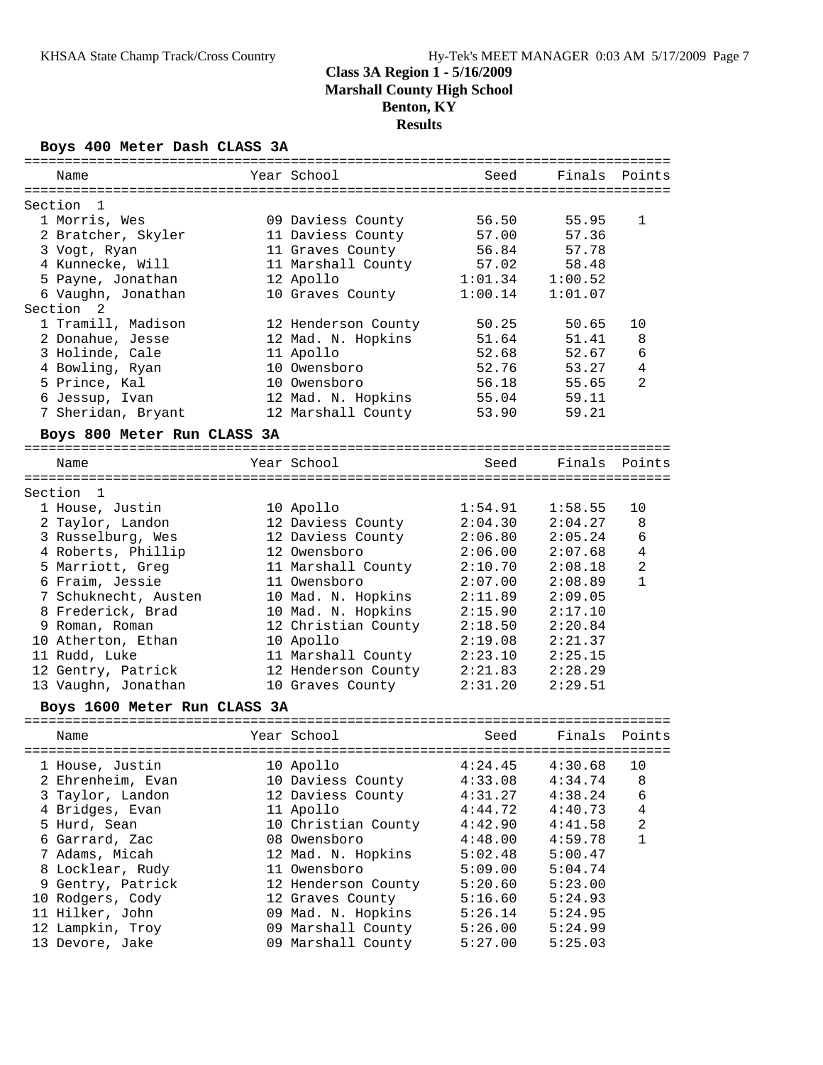# Class 3A Region 1 - 5/16/2009
## Marshall County High School
## Benton, KY
## Results

### Boys 400 Meter Dash CLASS 3A

| Name | Year | School | Seed | Finals | Points |
|---|---|---|---|---|---|
| **Section 1** | | | | | |
| 1 Morris, Wes | 09 | Daviess County | 56.50 | 55.95 | 1 |
| 2 Bratcher, Skyler | 11 | Daviess County | 57.00 | 57.36 | |
| 3 Vogt, Ryan | 11 | Graves County | 56.84 | 57.78 | |
| 4 Kunnecke, Will | 11 | Marshall County | 57.02 | 58.48 | |
| 5 Payne, Jonathan | 12 | Apollo | 1:01.34 | 1:00.52 | |
| 6 Vaughn, Jonathan | 10 | Graves County | 1:00.14 | 1:01.07 | |
| **Section 2** | | | | | |
| 1 Tramill, Madison | 12 | Henderson County | 50.25 | 50.65 | 10 |
| 2 Donahue, Jesse | 12 | Mad. N. Hopkins | 51.64 | 51.41 | 8 |
| 3 Holinde, Cale | 11 | Apollo | 52.68 | 52.67 | 6 |
| 4 Bowling, Ryan | 10 | Owensboro | 52.76 | 53.27 | 4 |
| 5 Prince, Kal | 10 | Owensboro | 56.18 | 55.65 | 2 |
| 6 Jessup, Ivan | 12 | Mad. N. Hopkins | 55.04 | 59.11 | |
| 7 Sheridan, Bryant | 12 | Marshall County | 53.90 | 59.21 | |

### Boys 800 Meter Run CLASS 3A

| Name | Year | School | Seed | Finals | Points |
|---|---|---|---|---|---|
| **Section 1** | | | | | |
| 1 House, Justin | 10 | Apollo | 1:54.91 | 1:58.55 | 10 |
| 2 Taylor, Landon | 12 | Daviess County | 2:04.30 | 2:04.27 | 8 |
| 3 Russelburg, Wes | 12 | Daviess County | 2:06.80 | 2:05.24 | 6 |
| 4 Roberts, Phillip | 12 | Owensboro | 2:06.00 | 2:07.68 | 4 |
| 5 Marriott, Greg | 11 | Marshall County | 2:10.70 | 2:08.18 | 2 |
| 6 Fraim, Jessie | 11 | Owensboro | 2:07.00 | 2:08.89 | 1 |
| 7 Schuknecht, Austen | 10 | Mad. N. Hopkins | 2:11.89 | 2:09.05 | |
| 8 Frederick, Brad | 10 | Mad. N. Hopkins | 2:15.90 | 2:17.10 | |
| 9 Roman, Roman | 12 | Christian County | 2:18.50 | 2:20.84 | |
| 10 Atherton, Ethan | 10 | Apollo | 2:19.08 | 2:21.37 | |
| 11 Rudd, Luke | 11 | Marshall County | 2:23.10 | 2:25.15 | |
| 12 Gentry, Patrick | 12 | Henderson County | 2:21.83 | 2:28.29 | |
| 13 Vaughn, Jonathan | 10 | Graves County | 2:31.20 | 2:29.51 | |

### Boys 1600 Meter Run CLASS 3A

| Name | Year | School | Seed | Finals | Points |
|---|---|---|---|---|---|
| 1 House, Justin | 10 | Apollo | 4:24.45 | 4:30.68 | 10 |
| 2 Ehrenheim, Evan | 10 | Daviess County | 4:33.08 | 4:34.74 | 8 |
| 3 Taylor, Landon | 12 | Daviess County | 4:31.27 | 4:38.24 | 6 |
| 4 Bridges, Evan | 11 | Apollo | 4:44.72 | 4:40.73 | 4 |
| 5 Hurd, Sean | 10 | Christian County | 4:42.90 | 4:41.58 | 2 |
| 6 Garrard, Zac | 08 | Owensboro | 4:48.00 | 4:59.78 | 1 |
| 7 Adams, Micah | 12 | Mad. N. Hopkins | 5:02.48 | 5:00.47 | |
| 8 Locklear, Rudy | 11 | Owensboro | 5:09.00 | 5:04.74 | |
| 9 Gentry, Patrick | 12 | Henderson County | 5:20.60 | 5:23.00 | |
| 10 Rodgers, Cody | 12 | Graves County | 5:16.60 | 5:24.93 | |
| 11 Hilker, John | 09 | Mad. N. Hopkins | 5:26.14 | 5:24.95 | |
| 12 Lampkin, Troy | 09 | Marshall County | 5:26.00 | 5:24.99 | |
| 13 Devore, Jake | 09 | Marshall County | 5:27.00 | 5:25.03 | |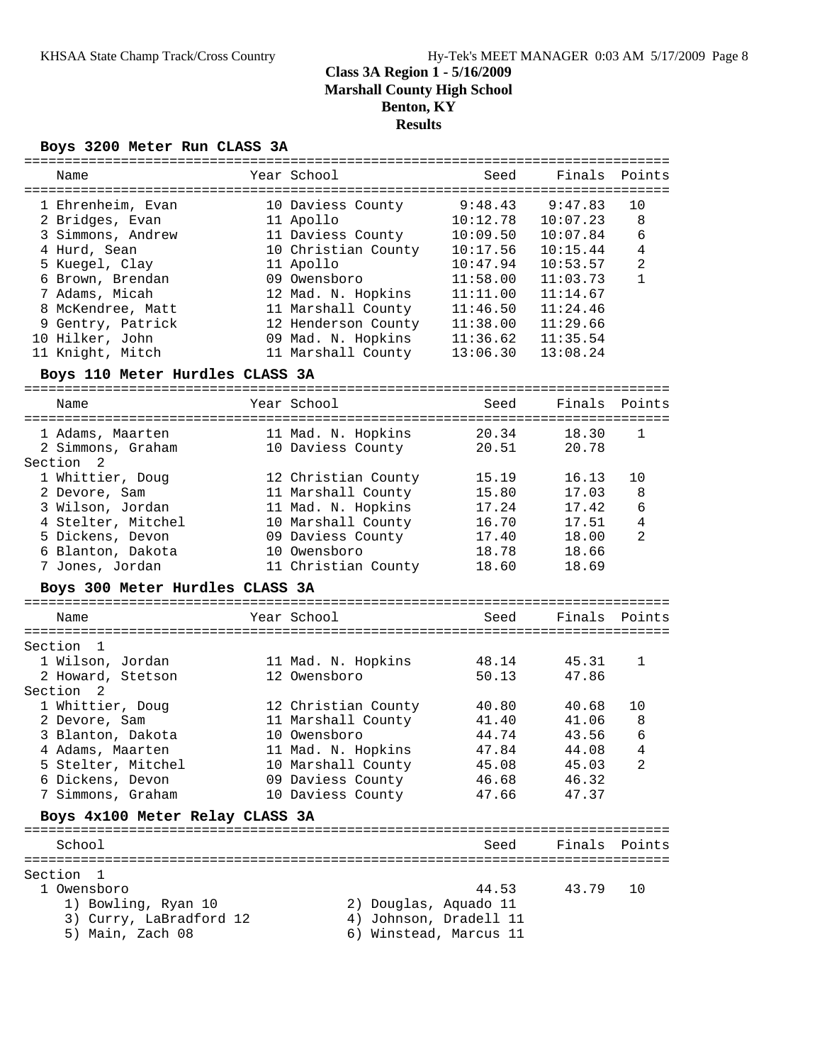# Class 3A Region 1 - 5/16/2009

## Marshall County High School

## Benton, KY

## Results

### Boys 3200 Meter Run CLASS 3A

| Place | Name | Year | School | Seed | Finals | Points |
|---|---|---|---|---|---|---|
| 1 | Ehrenheim, Evan | 10 | Daviess County | 9:48.43 | 9:47.83 | 10 |
| 2 | Bridges, Evan | 11 | Apollo | 10:12.78 | 10:07.23 | 8 |
| 3 | Simmons, Andrew | 11 | Daviess County | 10:09.50 | 10:07.84 | 6 |
| 4 | Hurd, Sean | 10 | Christian County | 10:17.56 | 10:15.44 | 4 |
| 5 | Kuegel, Clay | 11 | Apollo | 10:47.94 | 10:53.57 | 2 |
| 6 | Brown, Brendan | 09 | Owensboro | 11:58.00 | 11:03.73 | 1 |
| 7 | Adams, Micah | 12 | Mad. N. Hopkins | 11:11.00 | 11:14.67 | |
| 8 | McKendree, Matt | 11 | Marshall County | 11:46.50 | 11:24.46 | |
| 9 | Gentry, Patrick | 12 | Henderson County | 11:38.00 | 11:29.66 | |
| 10 | Hilker, John | 09 | Mad. N. Hopkins | 11:36.62 | 11:35.54 | |
| 11 | Knight, Mitch | 11 | Marshall County | 13:06.30 | 13:08.24 | |

### Boys 110 Meter Hurdles CLASS 3A

| Place | Name | Year | School | Seed | Finals | Points |
|---|---|---|---|---|---|---|
| 1 | Adams, Maarten | 11 | Mad. N. Hopkins | 20.34 | 18.30 | 1 |
| 2 | Simmons, Graham | 10 | Daviess County | 20.51 | 20.78 | |
| **Section 2** | | | | | | |
| 1 | Whittier, Doug | 12 | Christian County | 15.19 | 16.13 | 10 |
| 2 | Devore, Sam | 11 | Marshall County | 15.80 | 17.03 | 8 |
| 3 | Wilson, Jordan | 11 | Mad. N. Hopkins | 17.24 | 17.42 | 6 |
| 4 | Stelter, Mitchel | 10 | Marshall County | 16.70 | 17.51 | 4 |
| 5 | Dickens, Devon | 09 | Daviess County | 17.40 | 18.00 | 2 |
| 6 | Blanton, Dakota | 10 | Owensboro | 18.78 | 18.66 | |
| 7 | Jones, Jordan | 11 | Christian County | 18.60 | 18.69 | |

### Boys 300 Meter Hurdles CLASS 3A

| Place | Name | Year | School | Seed | Finals | Points |
|---|---|---|---|---|---|---|
| **Section 1** | | | | | | |
| 1 | Wilson, Jordan | 11 | Mad. N. Hopkins | 48.14 | 45.31 | 1 |
| 2 | Howard, Stetson | 12 | Owensboro | 50.13 | 47.86 | |
| **Section 2** | | | | | | |
| 1 | Whittier, Doug | 12 | Christian County | 40.80 | 40.68 | 10 |
| 2 | Devore, Sam | 11 | Marshall County | 41.40 | 41.06 | 8 |
| 3 | Blanton, Dakota | 10 | Owensboro | 44.74 | 43.56 | 6 |
| 4 | Adams, Maarten | 11 | Mad. N. Hopkins | 47.84 | 44.08 | 4 |
| 5 | Stelter, Mitchel | 10 | Marshall County | 45.08 | 45.03 | 2 |
| 6 | Dickens, Devon | 09 | Daviess County | 46.68 | 46.32 | |
| 7 | Simmons, Graham | 10 | Daviess County | 47.66 | 47.37 | |

### Boys 4x100 Meter Relay CLASS 3A

| Place | School | Seed | Finals | Points |
|---|---|---|---|---|
| **Section 1** | | | | |
| 1 | Owensboro | 44.53 | 43.79 | 10 |

1) Bowling, Ryan 10
2) Douglas, Aquado 11
3) Curry, LaBradford 12
4) Johnson, Dradell 11
5) Main, Zach 08
6) Winstead, Marcus 11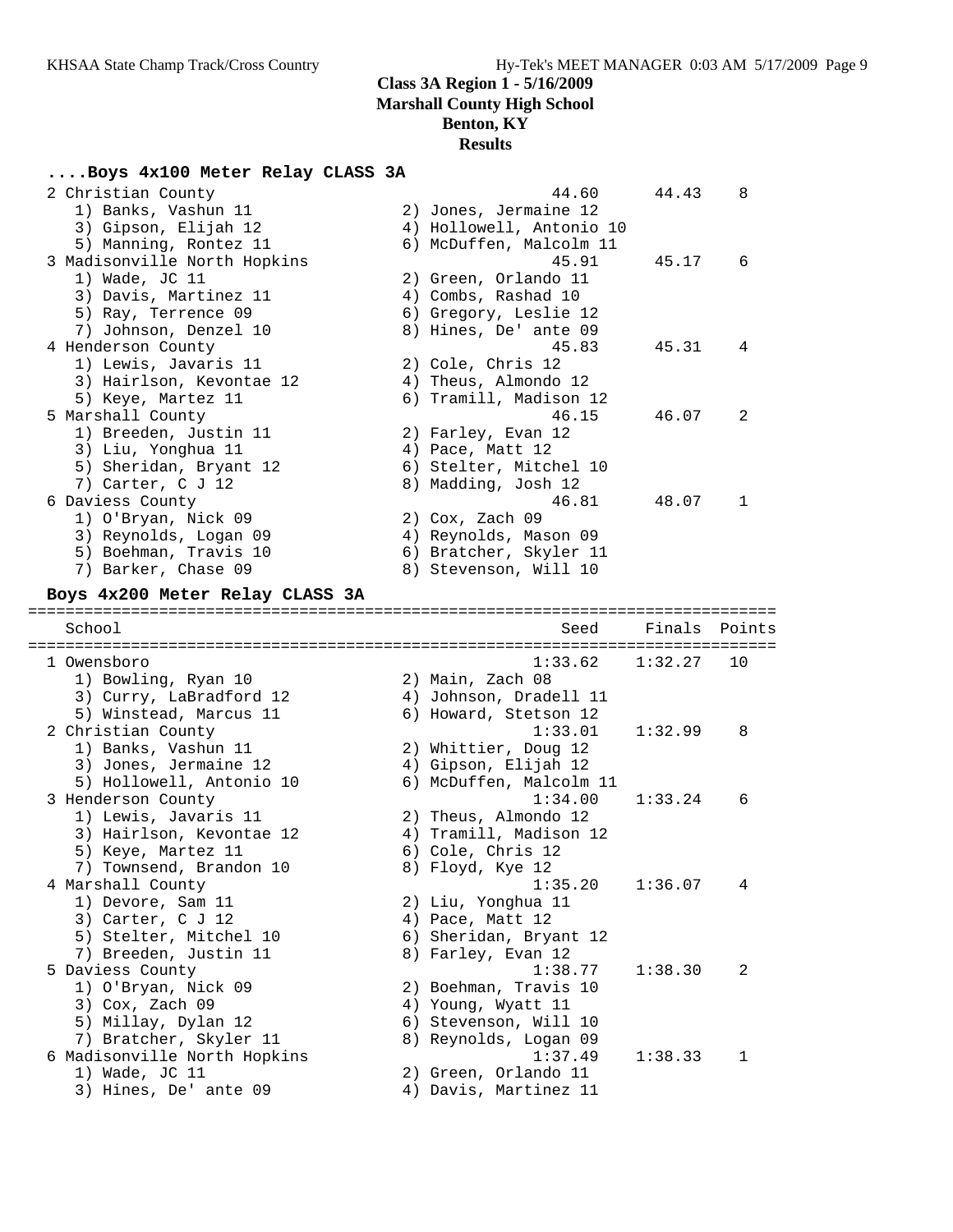# Class 3A Region 1 - 5/16/2009
## Marshall County High School
## Benton, KY
## Results

### ....Boys 4x100 Meter Relay CLASS 3A

| Place | School | Seed | Finals | Points |
|---|---|---|---|---|
| 2 | Christian County | 44.60 | 44.43 | 8 |
| | 1) Banks, Vashun 11; 2) Jones, Jermaine 12; 3) Gipson, Elijah 12; 4) Hollowell, Antonio 10; 5) Manning, Rontez 11; 6) McDuffen, Malcolm 11 | | | |
| 3 | Madisonville North Hopkins | 45.91 | 45.17 | 6 |
| | 1) Wade, JC 11; 2) Green, Orlando 11; 3) Davis, Martinez 11; 4) Combs, Rashad 10; 5) Ray, Terrence 09; 6) Gregory, Leslie 12; 7) Johnson, Denzel 10; 8) Hines, De' ante 09 | | | |
| 4 | Henderson County | 45.83 | 45.31 | 4 |
| | 1) Lewis, Javaris 11; 2) Cole, Chris 12; 3) Hairlson, Kevontae 12; 4) Theus, Almondo 12; 5) Keye, Martez 11; 6) Tramill, Madison 12 | | | |
| 5 | Marshall County | 46.15 | 46.07 | 2 |
| | 1) Breeden, Justin 11; 2) Farley, Evan 12; 3) Liu, Yonghua 11; 4) Pace, Matt 12; 5) Sheridan, Bryant 12; 6) Stelter, Mitchel 10; 7) Carter, C J 12; 8) Madding, Josh 12 | | | |
| 6 | Daviess County | 46.81 | 48.07 | 1 |
| | 1) O'Bryan, Nick 09; 2) Cox, Zach 09; 3) Reynolds, Logan 09; 4) Reynolds, Mason 09; 5) Boehman, Travis 10; 6) Bratcher, Skyler 11; 7) Barker, Chase 09; 8) Stevenson, Will 10 | | | |

### Boys 4x200 Meter Relay CLASS 3A

| Place | School | Seed | Finals | Points |
|---|---|---|---|---|
| 1 | Owensboro | 1:33.62 | 1:32.27 | 10 |
| | 1) Bowling, Ryan 10; 2) Main, Zach 08; 3) Curry, LaBradford 12; 4) Johnson, Dradell 11; 5) Winstead, Marcus 11; 6) Howard, Stetson 12 | | | |
| 2 | Christian County | 1:33.01 | 1:32.99 | 8 |
| | 1) Banks, Vashun 11; 2) Whittier, Doug 12; 3) Jones, Jermaine 12; 4) Gipson, Elijah 12; 5) Hollowell, Antonio 10; 6) McDuffen, Malcolm 11 | | | |
| 3 | Henderson County | 1:34.00 | 1:33.24 | 6 |
| | 1) Lewis, Javaris 11; 2) Theus, Almondo 12; 3) Hairlson, Kevontae 12; 4) Tramill, Madison 12; 5) Keye, Martez 11; 6) Cole, Chris 12; 7) Townsend, Brandon 10; 8) Floyd, Kye 12 | | | |
| 4 | Marshall County | 1:35.20 | 1:36.07 | 4 |
| | 1) Devore, Sam 11; 2) Liu, Yonghua 11; 3) Carter, C J 12; 4) Pace, Matt 12; 5) Stelter, Mitchel 10; 6) Sheridan, Bryant 12; 7) Breeden, Justin 11; 8) Farley, Evan 12 | | | |
| 5 | Daviess County | 1:38.77 | 1:38.30 | 2 |
| | 1) O'Bryan, Nick 09; 2) Boehman, Travis 10; 3) Cox, Zach 09; 4) Young, Wyatt 11; 5) Millay, Dylan 12; 6) Stevenson, Will 10; 7) Bratcher, Skyler 11; 8) Reynolds, Logan 09 | | | |
| 6 | Madisonville North Hopkins | 1:37.49 | 1:38.33 | 1 |
| | 1) Wade, JC 11; 2) Green, Orlando 11; 3) Hines, De' ante 09; 4) Davis, Martinez 11 | | | |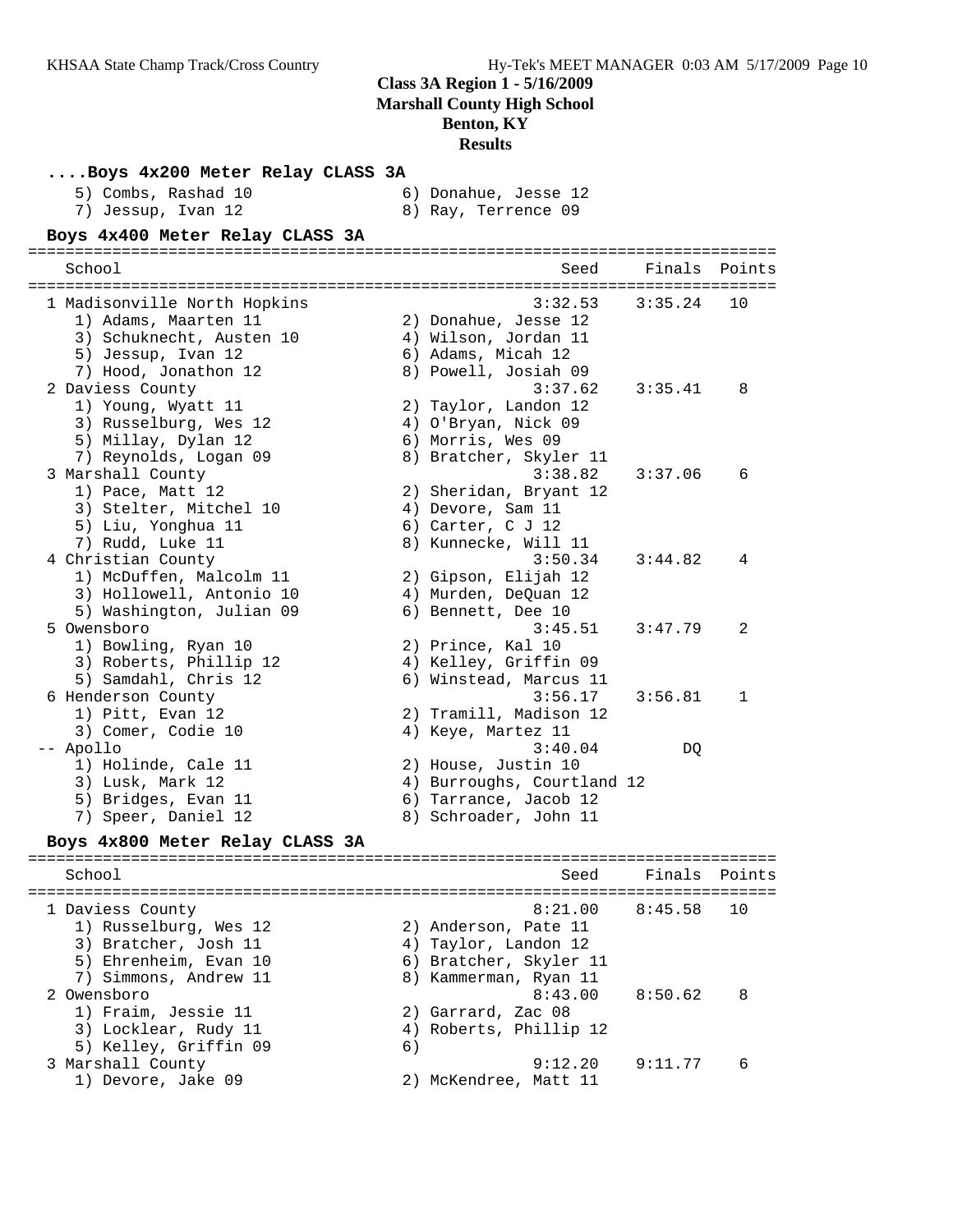# Class 3A Region 1 - 5/16/2009
## Marshall County High School
## Benton, KY
## Results

### ....Boys 4x200 Meter Relay CLASS 3A

5) Combs, Rashad 10 6) Donahue, Jesse 12
7) Jessup, Ivan 12 8) Ray, Terrence 09

### Boys 4x400 Meter Relay CLASS 3A

| Place | School | Seed | Finals | Points |
|---|---|---|---|---|
| 1 | Madisonville North Hopkins | 3:32.53 | 3:35.24 | 10 |
| | 1) Adams, Maarten 11; 2) Donahue, Jesse 12; 3) Schuknecht, Austen 10; 4) Wilson, Jordan 11; 5) Jessup, Ivan 12; 6) Adams, Micah 12; 7) Hood, Jonathon 12; 8) Powell, Josiah 09 | | | |
| 2 | Daviess County | 3:37.62 | 3:35.41 | 8 |
| | 1) Young, Wyatt 11; 2) Taylor, Landon 12; 3) Russelburg, Wes 12; 4) O'Bryan, Nick 09; 5) Millay, Dylan 12; 6) Morris, Wes 09; 7) Reynolds, Logan 09; 8) Bratcher, Skyler 11 | | | |
| 3 | Marshall County | 3:38.82 | 3:37.06 | 6 |
| | 1) Pace, Matt 12; 2) Sheridan, Bryant 12; 3) Stelter, Mitchel 10; 4) Devore, Sam 11; 5) Liu, Yonghua 11; 6) Carter, C J 12; 7) Rudd, Luke 11; 8) Kunnecke, Will 11 | | | |
| 4 | Christian County | 3:50.34 | 3:44.82 | 4 |
| | 1) McDuffen, Malcolm 11; 2) Gipson, Elijah 12; 3) Hollowell, Antonio 10; 4) Murden, DeQuan 12; 5) Washington, Julian 09; 6) Bennett, Dee 10 | | | |
| 5 | Owensboro | 3:45.51 | 3:47.79 | 2 |
| | 1) Bowling, Ryan 10; 2) Prince, Kal 10; 3) Roberts, Phillip 12; 4) Kelley, Griffin 09; 5) Samdahl, Chris 12; 6) Winstead, Marcus 11 | | | |
| 6 | Henderson County | 3:56.17 | 3:56.81 | 1 |
| | 1) Pitt, Evan 12; 2) Tramill, Madison 12; 3) Comer, Codie 10; 4) Keye, Martez 11 | | | |
| -- | Apollo | 3:40.04 | DQ | |
| | 1) Holinde, Cale 11; 2) House, Justin 10; 3) Lusk, Mark 12; 4) Burroughs, Courtland 12; 5) Bridges, Evan 11; 6) Tarrance, Jacob 12; 7) Speer, Daniel 12; 8) Schroader, John 11 | | | |

### Boys 4x800 Meter Relay CLASS 3A

| Place | School | Seed | Finals | Points |
|---|---|---|---|---|
| 1 | Daviess County | 8:21.00 | 8:45.58 | 10 |
| | 1) Russelburg, Wes 12; 2) Anderson, Pate 11; 3) Bratcher, Josh 11; 4) Taylor, Landon 12; 5) Ehrenheim, Evan 10; 6) Bratcher, Skyler 11; 7) Simmons, Andrew 11; 8) Kammerman, Ryan 11 | | | |
| 2 | Owensboro | 8:43.00 | 8:50.62 | 8 |
| | 1) Fraim, Jessie 11; 2) Garrard, Zac 08; 3) Locklear, Rudy 11; 4) Roberts, Phillip 12; 5) Kelley, Griffin 09; 6) | | | |
| 3 | Marshall County | 9:12.20 | 9:11.77 | 6 |
| | 1) Devore, Jake 09; 2) McKendree, Matt 11 | | | |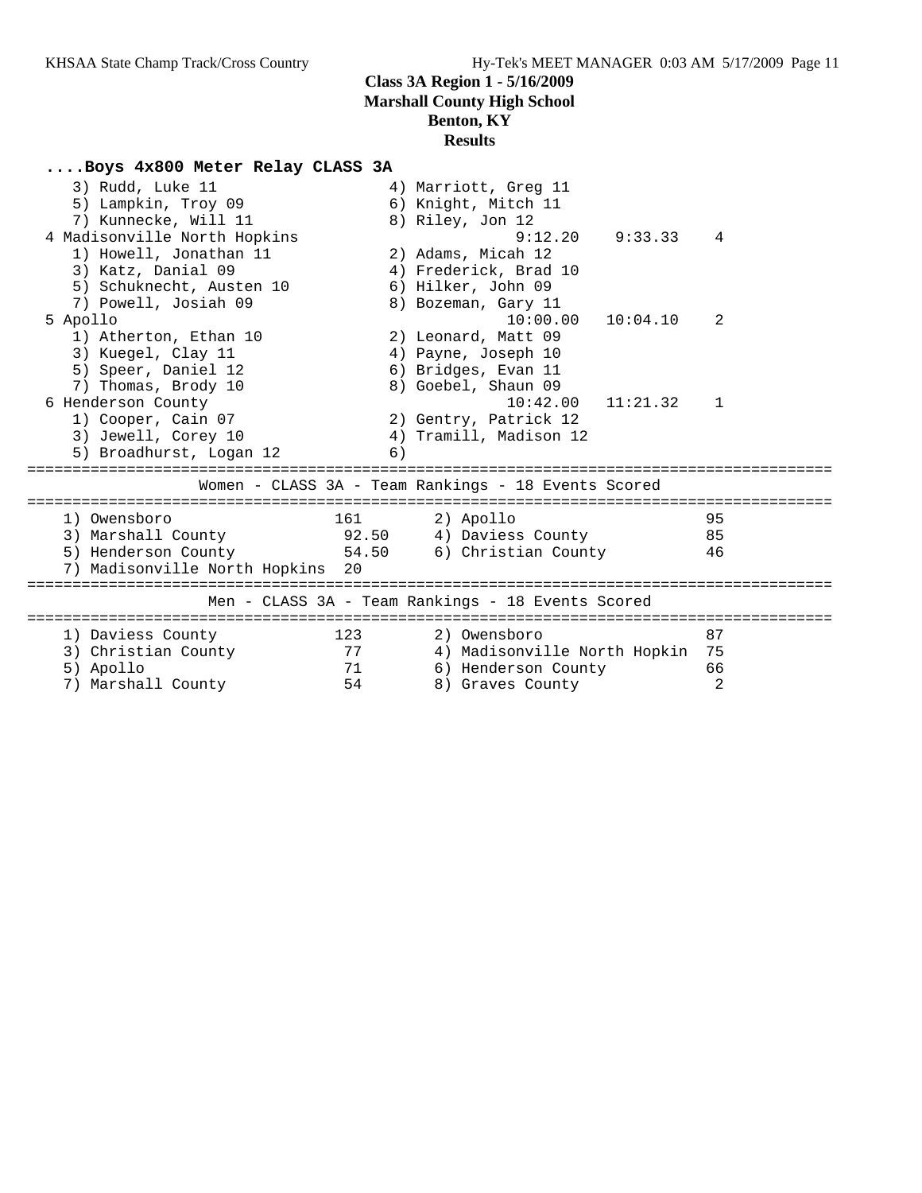## Class 3A Region 1 - 5/16/2009
## Marshall County High School
## Benton, KY
## Results

### ....Boys 4x800 Meter Relay CLASS 3A

```
   3) Rudd, Luke 11                   4) Marriott, Greg 11
   5) Lampkin, Troy 09                6) Knight, Mitch 11
   7) Kunnecke, Will 11               8) Riley, Jon 12
 4 Madisonville North Hopkins               9:12.20    9:33.33    4
   1) Howell, Jonathan 11             2) Adams, Micah 12
   3) Katz, Danial 09                 4) Frederick, Brad 10
   5) Schuknecht, Austen 10           6) Hilker, John 09
   7) Powell, Josiah 09               8) Bozeman, Gary 11
 5 Apollo                                  10:00.00   10:04.10    2
   1) Atherton, Ethan 10              2) Leonard, Matt 09
   3) Kuegel, Clay 11                 4) Payne, Joseph 10
   5) Speer, Daniel 12                6) Bridges, Evan 11
   7) Thomas, Brody 10                8) Goebel, Shaun 09
 6 Henderson County                        10:42.00   11:21.32    1
   1) Cooper, Cain 07                 2) Gentry, Patrick 12
   3) Jewell, Corey 10                4) Tramill, Madison 12
   5) Broadhurst, Logan 12            6)
```

### Women - CLASS 3A - Team Rankings - 18 Events Scored

| | | | |
|---|---|---|---|
| 1) Owensboro | 161 | 2) Apollo | 95 |
| 3) Marshall County | 92.50 | 4) Daviess County | 85 |
| 5) Henderson County | 54.50 | 6) Christian County | 46 |
| 7) Madisonville North Hopkins | 20 | | |

### Men - CLASS 3A - Team Rankings - 18 Events Scored

| | | | |
|---|---|---|---|
| 1) Daviess County | 123 | 2) Owensboro | 87 |
| 3) Christian County | 77 | 4) Madisonville North Hopkin | 75 |
| 5) Apollo | 71 | 6) Henderson County | 66 |
| 7) Marshall County | 54 | 8) Graves County | 2 |